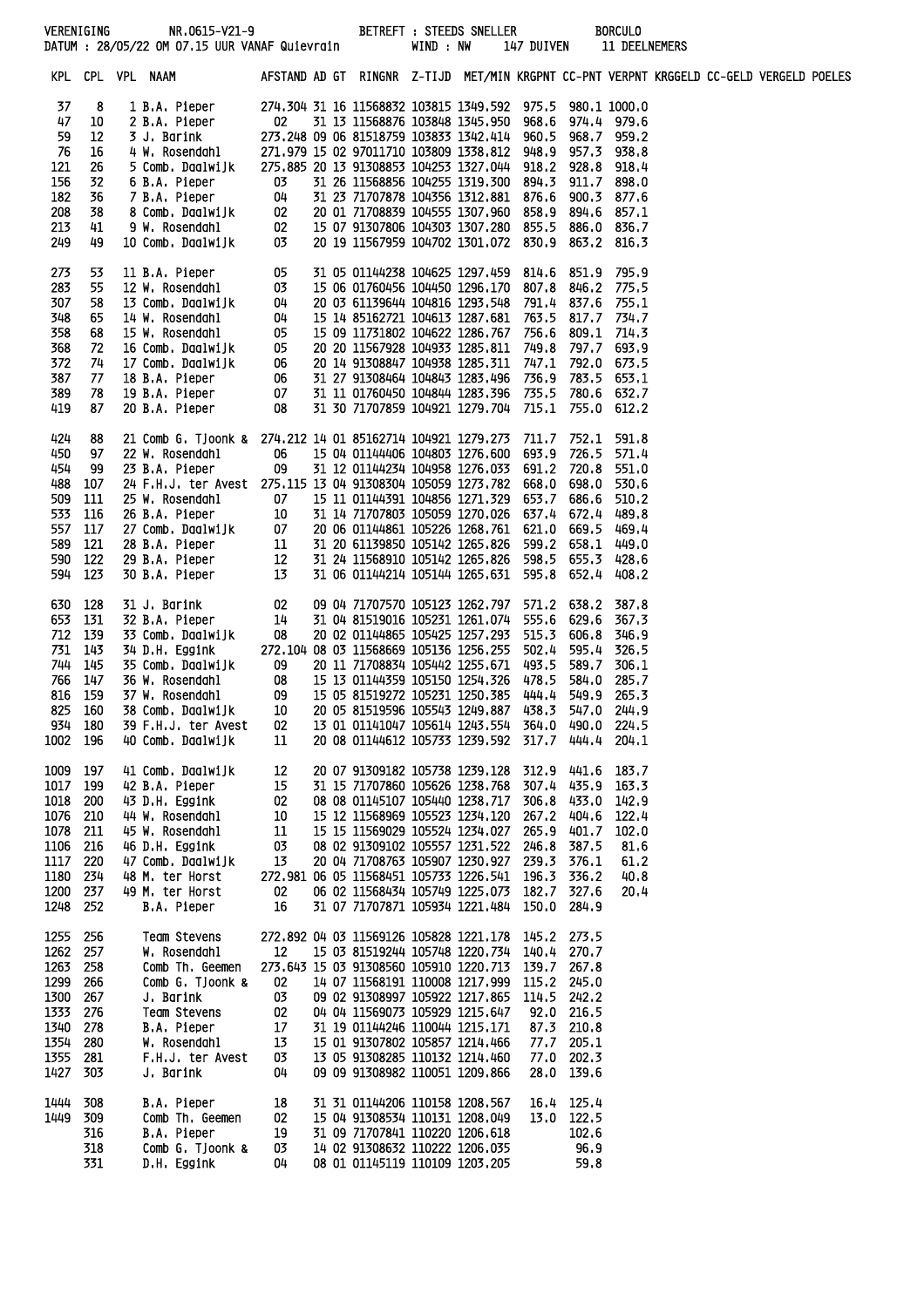VERENIGING NR.0615-V21-9 BETREFT : STEEDS SNELLER BORCULO
DATUM : 28/05/22 OM 07.15 UUR VANAF Quievrain WIND : NW 147 DUIVEN 11 DEELNEMERS

| KPL | CPL | VPL | NAAM | AFSTAND | AD | GT | RINGNR | Z-TIJD | MET/MIN | KRGPNT | CC-PNT | VERPNT | KRGGELD | CC-GELD | VERGELD | POELES |
|---|---|---|---|---|---|---|---|---|---|---|---|---|---|---|---|---|
| 37 | 8 | 1 | B.A. Pieper | 274.304 | 31 | 16 | 11568832 | 103815 | 1349.592 | 975.5 | 980.1 | 1000.0 | | | | |
| 47 | 10 | 2 | B.A. Pieper | 02 | 31 | 13 | 11568876 | 103848 | 1345.950 | 968.6 | 974.4 | 979.6 | | | | |
| 59 | 12 | 3 | J. Barink | 273.248 | 09 | 06 | 81518759 | 103833 | 1342.414 | 960.5 | 968.7 | 959.2 | | | | |
| 76 | 16 | 4 | W. Rosendahl | 271.979 | 15 | 02 | 97011710 | 103809 | 1338.812 | 948.9 | 957.3 | 938.8 | | | | |
| 121 | 26 | 5 | Comb. Daalwijk | 275.885 | 20 | 13 | 91308853 | 104253 | 1327.044 | 918.2 | 928.8 | 918.4 | | | | |
| 156 | 32 | 6 | B.A. Pieper | 03 | 31 | 26 | 11568856 | 104255 | 1319.300 | 894.3 | 911.7 | 898.0 | | | | |
| 182 | 36 | 7 | B.A. Pieper | 04 | 31 | 23 | 71707878 | 104356 | 1312.881 | 876.6 | 900.3 | 877.6 | | | | |
| 208 | 38 | 8 | Comb. Daalwijk | 02 | 20 | 01 | 71708839 | 104555 | 1307.960 | 858.9 | 894.6 | 857.1 | | | | |
| 213 | 41 | 9 | W. Rosendahl | 02 | 15 | 07 | 91307806 | 104303 | 1307.280 | 855.5 | 886.0 | 836.7 | | | | |
| 249 | 49 | 10 | Comb. Daalwijk | 03 | 20 | 19 | 11567959 | 104702 | 1301.072 | 830.9 | 863.2 | 816.3 | | | | |
| 273 | 53 | 11 | B.A. Pieper | 05 | 31 | 05 | 01144238 | 104625 | 1297.459 | 814.6 | 851.9 | 795.9 | | | | |
| 283 | 55 | 12 | W. Rosendahl | 03 | 15 | 06 | 01760456 | 104450 | 1296.170 | 807.8 | 846.2 | 775.5 | | | | |
| 307 | 58 | 13 | Comb. Daalwijk | 04 | 20 | 03 | 61139644 | 104816 | 1293.548 | 791.4 | 837.6 | 755.1 | | | | |
| 348 | 65 | 14 | W. Rosendahl | 04 | 15 | 14 | 85162721 | 104613 | 1287.681 | 763.5 | 817.7 | 734.7 | | | | |
| 358 | 68 | 15 | W. Rosendahl | 05 | 15 | 09 | 11731802 | 104622 | 1286.767 | 756.6 | 809.1 | 714.3 | | | | |
| 368 | 72 | 16 | Comb. Daalwijk | 05 | 20 | 20 | 11567928 | 104933 | 1285.811 | 749.8 | 797.7 | 693.9 | | | | |
| 372 | 74 | 17 | Comb. Daalwijk | 06 | 20 | 14 | 91308847 | 104938 | 1285.311 | 747.1 | 792.0 | 673.5 | | | | |
| 387 | 77 | 18 | B.A. Pieper | 06 | 31 | 27 | 91308464 | 104843 | 1283.496 | 736.9 | 783.5 | 653.1 | | | | |
| 389 | 78 | 19 | B.A. Pieper | 07 | 31 | 11 | 01760450 | 104844 | 1283.396 | 735.5 | 780.6 | 632.7 | | | | |
| 419 | 87 | 20 | B.A. Pieper | 08 | 31 | 30 | 71707859 | 104921 | 1279.704 | 715.1 | 755.0 | 612.2 | | | | |
| 424 | 88 | 21 | Comb G. Tjoonk & | 274.212 | 14 | 01 | 85162714 | 104921 | 1279.273 | 711.7 | 752.1 | 591.8 | | | | |
| 450 | 97 | 22 | W. Rosendahl | 06 | 15 | 04 | 01144406 | 104803 | 1276.600 | 693.9 | 726.5 | 571.4 | | | | |
| 454 | 99 | 23 | B.A. Pieper | 09 | 31 | 12 | 01144234 | 104958 | 1276.033 | 691.2 | 720.8 | 551.0 | | | | |
| 488 | 107 | 24 | F.H.J. ter Avest | 275.115 | 13 | 04 | 91308304 | 105059 | 1273.782 | 668.0 | 698.0 | 530.6 | | | | |
| 509 | 111 | 25 | W. Rosendahl | 07 | 15 | 11 | 01144391 | 104856 | 1271.329 | 653.7 | 686.6 | 510.2 | | | | |
| 533 | 116 | 26 | B.A. Pieper | 10 | 31 | 14 | 71707803 | 105059 | 1270.026 | 637.4 | 672.4 | 489.8 | | | | |
| 557 | 117 | 27 | Comb. Daalwijk | 07 | 20 | 06 | 01144861 | 105226 | 1268.761 | 621.0 | 669.5 | 469.4 | | | | |
| 589 | 121 | 28 | B.A. Pieper | 11 | 31 | 20 | 61139850 | 105142 | 1265.826 | 599.2 | 658.1 | 449.0 | | | | |
| 590 | 122 | 29 | B.A. Pieper | 12 | 31 | 24 | 11568910 | 105142 | 1265.826 | 598.5 | 655.3 | 428.6 | | | | |
| 594 | 123 | 30 | B.A. Pieper | 13 | 31 | 06 | 01144214 | 105144 | 1265.631 | 595.8 | 652.4 | 408.2 | | | | |
| 630 | 128 | 31 | J. Barink | 02 | 09 | 04 | 71707570 | 105123 | 1262.797 | 571.2 | 638.2 | 387.8 | | | | |
| 653 | 131 | 32 | B.A. Pieper | 14 | 31 | 04 | 81519016 | 105231 | 1261.074 | 555.6 | 629.6 | 367.3 | | | | |
| 712 | 139 | 33 | Comb. Daalwijk | 08 | 20 | 02 | 01144865 | 105425 | 1257.293 | 515.3 | 606.8 | 346.9 | | | | |
| 731 | 143 | 34 | D.H. Eggink | 272.104 | 08 | 03 | 11568669 | 105136 | 1256.255 | 502.4 | 595.4 | 326.5 | | | | |
| 744 | 145 | 35 | Comb. Daalwijk | 09 | 20 | 11 | 71708834 | 105442 | 1255.671 | 493.5 | 589.7 | 306.1 | | | | |
| 766 | 147 | 36 | W. Rosendahl | 08 | 15 | 13 | 01144359 | 105150 | 1254.326 | 478.5 | 584.0 | 285.7 | | | | |
| 816 | 159 | 37 | W. Rosendahl | 09 | 15 | 05 | 81519272 | 105231 | 1250.385 | 444.4 | 549.9 | 265.3 | | | | |
| 825 | 160 | 38 | Comb. Daalwijk | 10 | 20 | 05 | 81519596 | 105543 | 1249.887 | 438.3 | 547.0 | 244.9 | | | | |
| 934 | 180 | 39 | F.H.J. ter Avest | 02 | 13 | 01 | 01141047 | 105614 | 1243.554 | 364.0 | 490.0 | 224.5 | | | | |
| 1002 | 196 | 40 | Comb. Daalwijk | 11 | 20 | 08 | 01144612 | 105733 | 1239.592 | 317.7 | 444.4 | 204.1 | | | | |
| 1009 | 197 | 41 | Comb. Daalwijk | 12 | 20 | 07 | 91309182 | 105738 | 1239.128 | 312.9 | 441.6 | 183.7 | | | | |
| 1017 | 199 | 42 | B.A. Pieper | 15 | 31 | 15 | 71707860 | 105626 | 1238.768 | 307.4 | 435.9 | 163.3 | | | | |
| 1018 | 200 | 43 | D.H. Eggink | 02 | 08 | 08 | 01145107 | 105440 | 1238.717 | 306.8 | 433.0 | 142.9 | | | | |
| 1076 | 210 | 44 | W. Rosendahl | 10 | 15 | 12 | 11568969 | 105523 | 1234.120 | 267.2 | 404.6 | 122.4 | | | | |
| 1078 | 211 | 45 | W. Rosendahl | 11 | 15 | 15 | 11569029 | 105524 | 1234.027 | 265.9 | 401.7 | 102.0 | | | | |
| 1106 | 216 | 46 | D.H. Eggink | 03 | 08 | 02 | 91309102 | 105557 | 1231.522 | 246.8 | 387.5 | 81.6 | | | | |
| 1117 | 220 | 47 | Comb. Daalwijk | 13 | 20 | 04 | 71708763 | 105907 | 1230.927 | 239.3 | 376.1 | 61.2 | | | | |
| 1180 | 234 | 48 | M. ter Horst | 272.981 | 06 | 05 | 11568451 | 105733 | 1226.541 | 196.3 | 336.2 | 40.8 | | | | |
| 1200 | 237 | 49 | M. ter Horst | 02 | 06 | 02 | 11568434 | 105749 | 1225.073 | 182.7 | 327.6 | 20.4 | | | | |
| 1248 | 252 | | B.A. Pieper | 16 | 31 | 07 | 71707871 | 105934 | 1221.484 | 150.0 | 284.9 | | | | | |
| 1255 | 256 | | Team Stevens | 272.892 | 04 | 03 | 11569126 | 105828 | 1221.178 | 145.2 | 273.5 | | | | | |
| 1262 | 257 | | W. Rosendahl | 12 | 15 | 03 | 81519244 | 105748 | 1220.734 | 140.4 | 270.7 | | | | | |
| 1263 | 258 | | Comb Th. Geemen | 273.643 | 15 | 03 | 91308560 | 105910 | 1220.713 | 139.7 | 267.8 | | | | | |
| 1299 | 266 | | Comb G. Tjoonk & | 02 | 14 | 07 | 11568191 | 110008 | 1217.999 | 115.2 | 245.0 | | | | | |
| 1300 | 267 | | J. Barink | 03 | 09 | 02 | 91308997 | 105922 | 1217.865 | 114.5 | 242.2 | | | | | |
| 1333 | 276 | | Team Stevens | 02 | 04 | 04 | 11569073 | 105929 | 1215.647 | 92.0 | 216.5 | | | | | |
| 1340 | 278 | | B.A. Pieper | 17 | 31 | 19 | 01144246 | 110044 | 1215.171 | 87.3 | 210.8 | | | | | |
| 1354 | 280 | | W. Rosendahl | 13 | 15 | 01 | 91307802 | 105857 | 1214.466 | 77.7 | 205.1 | | | | | |
| 1355 | 281 | | F.H.J. ter Avest | 03 | 13 | 05 | 91308285 | 110132 | 1214.460 | 77.0 | 202.3 | | | | | |
| 1427 | 303 | | J. Barink | 04 | 09 | 09 | 91308982 | 110051 | 1209.866 | 28.0 | 139.6 | | | | | |
| 1444 | 308 | | B.A. Pieper | 18 | 31 | 31 | 01144206 | 110158 | 1208.567 | 16.4 | 125.4 | | | | | |
| 1449 | 309 | | Comb Th. Geemen | 02 | 15 | 04 | 91308534 | 110131 | 1208.049 | 13.0 | 122.5 | | | | | |
| | 316 | | B.A. Pieper | 19 | 31 | 09 | 71707841 | 110220 | 1206.618 | | 102.6 | | | | | |
| | 318 | | Comb G. Tjoonk & | 03 | 14 | 02 | 91308632 | 110222 | 1206.035 | | 96.9 | | | | | |
| | 331 | | D.H. Eggink | 04 | 08 | 01 | 01145119 | 110109 | 1203.205 | | 59.8 | | | | | |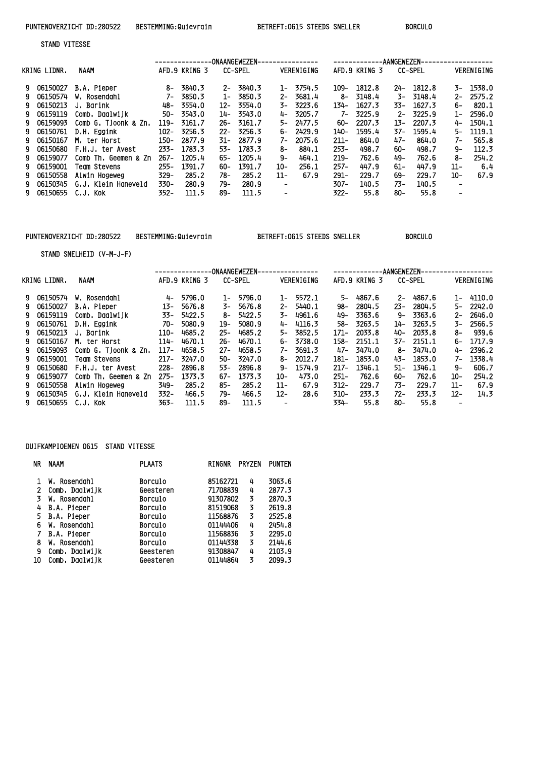PUNTENOVERZICHT DD:280522 BESTEMMING:Quievrain BETREFT:0615 STEEDS SNELLER BORCULO

STAND VITESSE

| KRING | LIDNR. | NAAM | ONAANGEWEZEN AFD.9 KRING 3 | | ONAANGEWEZEN CC-SPEL | | ONAANGEWEZEN VERENIGING | | AANGEWEZEN AFD.9 KRING 3 | | AANGEWEZEN CC-SPEL | | AANGEWEZEN VERENIGING | |
|---|---|---|---|---|---|---|---|---|---|---|---|---|---|---|
| 9 | 06150027 | B.A. Pieper | 8- | 3840.3 | 2- | 3840.3 | 1- | 3754.5 | 109- | 1812.8 | 24- | 1812.8 | 3- | 1538.0 |
| 9 | 06150574 | W. Rosendahl | 7- | 3850.3 | 1- | 3850.3 | 2- | 3681.4 | 8- | 3148.4 | 3- | 3148.4 | 2- | 2575.2 |
| 9 | 06150213 | J. Barink | 48- | 3554.0 | 12- | 3554.0 | 3- | 3223.6 | 134- | 1627.3 | 33- | 1627.3 | 6- | 820.1 |
| 9 | 06159119 | Comb. Daalwijk | 50- | 3543.0 | 14- | 3543.0 | 4- | 3205.7 | 7- | 3225.9 | 2- | 3225.9 | 1- | 2596.0 |
| 9 | 06159093 | Comb G. Tjoonk & Zn. | 119- | 3161.7 | 26- | 3161.7 | 5- | 2477.5 | 60- | 2207.3 | 13- | 2207.3 | 4- | 1504.1 |
| 9 | 06150761 | D.H. Eggink | 102- | 3256.3 | 22- | 3256.3 | 6- | 2429.9 | 140- | 1595.4 | 37- | 1595.4 | 5- | 1119.1 |
| 9 | 06150167 | M. ter Horst | 150- | 2877.9 | 31- | 2877.9 | 7- | 2075.6 | 211- | 864.0 | 47- | 864.0 | 7- | 565.8 |
| 9 | 06150680 | F.H.J. ter Avest | 233- | 1783.3 | 53- | 1783.3 | 8- | 884.1 | 253- | 498.7 | 60- | 498.7 | 9- | 112.3 |
| 9 | 06159077 | Comb Th. Geemen & Zn | 267- | 1205.4 | 65- | 1205.4 | 9- | 464.1 | 219- | 762.6 | 49- | 762.6 | 8- | 254.2 |
| 9 | 06159001 | Team Stevens | 255- | 1391.7 | 60- | 1391.7 | 10- | 256.1 | 257- | 447.9 | 61- | 447.9 | 11- | 6.4 |
| 9 | 06150558 | Alwin Hogeweg | 329- | 285.2 | 78- | 285.2 | 11- | 67.9 | 291- | 229.7 | 69- | 229.7 | 10- | 67.9 |
| 9 | 06150345 | G.J. Klein Haneveld | 330- | 280.9 | 79- | 280.9 | - | | 307- | 140.5 | 73- | 140.5 | - | |
| 9 | 06150655 | C.J. Kok | 352- | 111.5 | 89- | 111.5 | - | | 322- | 55.8 | 80- | 55.8 | - | |

PUNTENOVERZICHT DD:280522 BESTEMMING:Quievrain BETREFT:0615 STEEDS SNELLER BORCULO

STAND SNELHEID (V-M-J-F)

| KRING | LIDNR. | NAAM | ONAANGEWEZEN AFD.9 KRING 3 | | ONAANGEWEZEN CC-SPEL | | ONAANGEWEZEN VERENIGING | | AANGEWEZEN AFD.9 KRING 3 | | AANGEWEZEN CC-SPEL | | AANGEWEZEN VERENIGING | |
|---|---|---|---|---|---|---|---|---|---|---|---|---|---|---|
| 9 | 06150574 | W. Rosendahl | 4- | 5796.0 | 1- | 5796.0 | 1- | 5572.1 | 5- | 4867.6 | 2- | 4867.6 | 1- | 4110.0 |
| 9 | 06150027 | B.A. Pieper | 13- | 5676.8 | 3- | 5676.8 | 2- | 5440.1 | 98- | 2804.5 | 23- | 2804.5 | 5- | 2242.0 |
| 9 | 06159119 | Comb. Daalwijk | 33- | 5422.5 | 8- | 5422.5 | 3- | 4961.6 | 49- | 3363.6 | 9- | 3363.6 | 2- | 2646.0 |
| 9 | 06150761 | D.H. Eggink | 70- | 5080.9 | 19- | 5080.9 | 4- | 4116.3 | 58- | 3263.5 | 14- | 3263.5 | 3- | 2566.5 |
| 9 | 06150213 | J. Barink | 110- | 4685.2 | 25- | 4685.2 | 5- | 3852.5 | 171- | 2033.8 | 40- | 2033.8 | 8- | 939.6 |
| 9 | 06150167 | M. ter Horst | 114- | 4670.1 | 26- | 4670.1 | 6- | 3738.0 | 158- | 2151.1 | 37- | 2151.1 | 6- | 1717.9 |
| 9 | 06159093 | Comb G. Tjoonk & Zn. | 117- | 4658.5 | 27- | 4658.5 | 7- | 3691.3 | 47- | 3474.0 | 8- | 3474.0 | 4- | 2396.2 |
| 9 | 06159001 | Team Stevens | 217- | 3247.0 | 50- | 3247.0 | 8- | 2012.7 | 181- | 1853.0 | 43- | 1853.0 | 7- | 1338.4 |
| 9 | 06150680 | F.H.J. ter Avest | 228- | 2896.8 | 53- | 2896.8 | 9- | 1574.9 | 217- | 1346.1 | 51- | 1346.1 | 9- | 606.7 |
| 9 | 06159077 | Comb Th. Geemen & Zn | 275- | 1373.3 | 67- | 1373.3 | 10- | 473.0 | 251- | 762.6 | 60- | 762.6 | 10- | 254.2 |
| 9 | 06150558 | Alwin Hogeweg | 349- | 285.2 | 85- | 285.2 | 11- | 67.9 | 312- | 229.7 | 73- | 229.7 | 11- | 67.9 |
| 9 | 06150345 | G.J. Klein Haneveld | 332- | 466.5 | 79- | 466.5 | 12- | 28.6 | 310- | 233.3 | 72- | 233.3 | 12- | 14.3 |
| 9 | 06150655 | C.J. Kok | 363- | 111.5 | 89- | 111.5 | - | | 334- | 55.8 | 80- | 55.8 | - | |

DUIFKAMPIOENEN 0615 STAND VITESSE

| NR | NAAM | PLAATS | RINGNR | PRYZEN | PUNTEN |
|---|---|---|---|---|---|
| 1 | W. Rosendahl | Borculo | 85162721 | 4 | 3063.6 |
| 2 | Comb. Daalwijk | Geesteren | 71708839 | 4 | 2877.3 |
| 3 | W. Rosendahl | Borculo | 91307802 | 3 | 2870.3 |
| 4 | B.A. Pieper | Borculo | 81519068 | 3 | 2619.8 |
| 5 | B.A. Pieper | Borculo | 11568876 | 3 | 2525.8 |
| 6 | W. Rosendahl | Borculo | 01144406 | 4 | 2454.8 |
| 7 | B.A. Pieper | Borculo | 11568836 | 3 | 2295.0 |
| 8 | W. Rosendahl | Borculo | 01144338 | 3 | 2144.6 |
| 9 | Comb. Daalwijk | Geesteren | 91308847 | 4 | 2103.9 |
| 10 | Comb. Daalwijk | Geesteren | 01144864 | 3 | 2099.3 |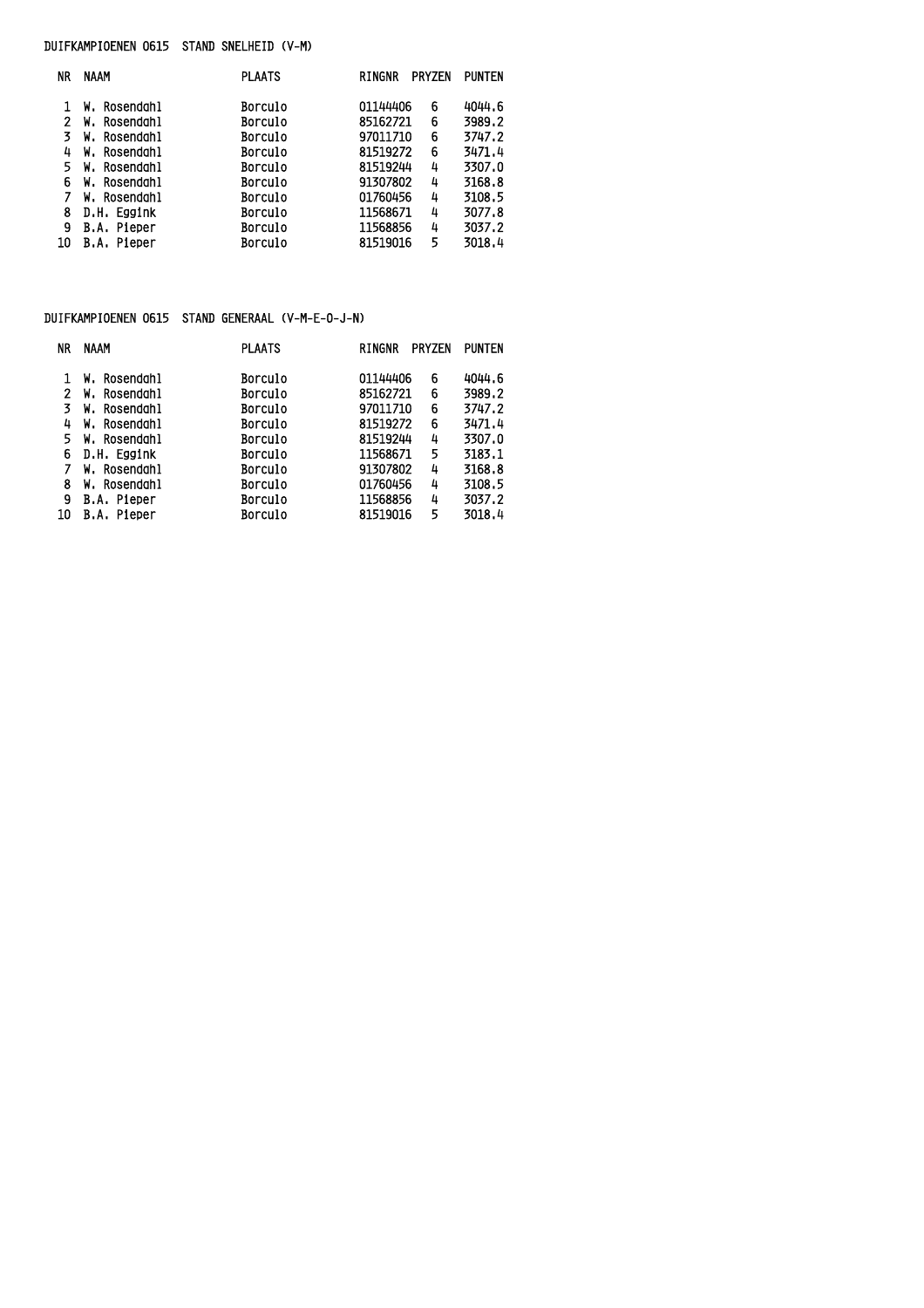DUIFKAMPIOENEN 0615  STAND SNELHEID (V-M)

| NR | NAAM | PLAATS | RINGNR | PRYZEN | PUNTEN |
|---|---|---|---|---|---|
| 1 | W. Rosendahl | Borculo | 01144406 | 6 | 4044.6 |
| 2 | W. Rosendahl | Borculo | 85162721 | 6 | 3989.2 |
| 3 | W. Rosendahl | Borculo | 97011710 | 6 | 3747.2 |
| 4 | W. Rosendahl | Borculo | 81519272 | 6 | 3471.4 |
| 5 | W. Rosendahl | Borculo | 81519244 | 4 | 3307.0 |
| 6 | W. Rosendahl | Borculo | 91307802 | 4 | 3168.8 |
| 7 | W. Rosendahl | Borculo | 01760456 | 4 | 3108.5 |
| 8 | D.H. Eggink | Borculo | 11568671 | 4 | 3077.8 |
| 9 | B.A. Pieper | Borculo | 11568856 | 4 | 3037.2 |
| 10 | B.A. Pieper | Borculo | 81519016 | 5 | 3018.4 |

DUIFKAMPIOENEN 0615  STAND GENERAAL (V-M-E-O-J-N)

| NR | NAAM | PLAATS | RINGNR | PRYZEN | PUNTEN |
|---|---|---|---|---|---|
| 1 | W. Rosendahl | Borculo | 01144406 | 6 | 4044.6 |
| 2 | W. Rosendahl | Borculo | 85162721 | 6 | 3989.2 |
| 3 | W. Rosendahl | Borculo | 97011710 | 6 | 3747.2 |
| 4 | W. Rosendahl | Borculo | 81519272 | 6 | 3471.4 |
| 5 | W. Rosendahl | Borculo | 81519244 | 4 | 3307.0 |
| 6 | D.H. Eggink | Borculo | 11568671 | 5 | 3183.1 |
| 7 | W. Rosendahl | Borculo | 91307802 | 4 | 3168.8 |
| 8 | W. Rosendahl | Borculo | 01760456 | 4 | 3108.5 |
| 9 | B.A. Pieper | Borculo | 11568856 | 4 | 3037.2 |
| 10 | B.A. Pieper | Borculo | 81519016 | 5 | 3018.4 |